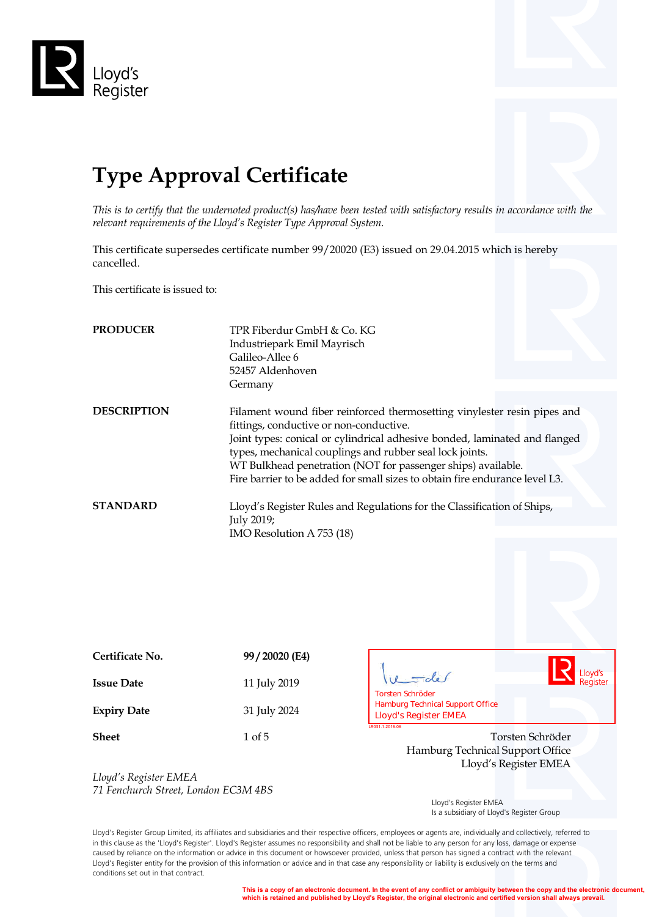Lloyd's Register

# Type Approval Certificate

*This is to certify that the undernoted product(s) has/have been tested with satisfactory results in accordance with the relevant requirements of the Lloyd's Register Type Approval System.*

This certificate supersedes certificate number 99/20020 (E3) issued on 29.04.2015 which is hereby cancelled.

This certificate is issued to:

**PRODUCER**

TPR Fiberdur GmbH & Co. KG
Industriepark Emil Mayrisch
Galileo-Allee 6
52457 Aldenhoven
Germany

**DESCRIPTION**

Filament wound fiber reinforced thermosetting vinylester resin pipes and fittings, conductive or non-conductive.
Joint types: conical or cylindrical adhesive bonded, laminated and flanged types, mechanical couplings and rubber seal lock joints.
WT Bulkhead penetration (NOT for passenger ships) available.
Fire barrier to be added for small sizes to obtain fire endurance level L3.

**STANDARD**

Lloyd's Register Rules and Regulations for the Classification of Ships, July 2019;
IMO Resolution A 753 (18)

| | |
|---|---|
| **Certificate No.** | **99/20020 (E4)** |
| **Issue Date** | 11 July 2019 |
| **Expiry Date** | 31 July 2024 |
| **Sheet** | 1 of 5 |

Torsten Schröder
Hamburg Technical Support Office
Lloyd's Register EMEA

LR031.1.2016.06

Torsten Schröder
Hamburg Technical Support Office
Lloyd's Register EMEA

*Lloyd's Register EMEA*
*71 Fenchurch Street, London EC3M 4BS*

Lloyd's Register EMEA
Is a subsidiary of Lloyd's Register Group

Lloyd's Register Group Limited, its affiliates and subsidiaries and their respective officers, employees or agents are, individually and collectively, referred to in this clause as the 'Lloyd's Register'. Lloyd's Register assumes no responsibility and shall not be liable to any person for any loss, damage or expense caused by reliance on the information or advice in this document or howsoever provided, unless that person has signed a contract with the relevant Lloyd's Register entity for the provision of this information or advice and in that case any responsibility or liability is exclusively on the terms and conditions set out in that contract.

**This is a copy of an electronic document. In the event of any conflict or ambiguity between the copy and the electronic document, which is retained and published by Lloyd's Register, the original electronic and certified version shall always prevail.**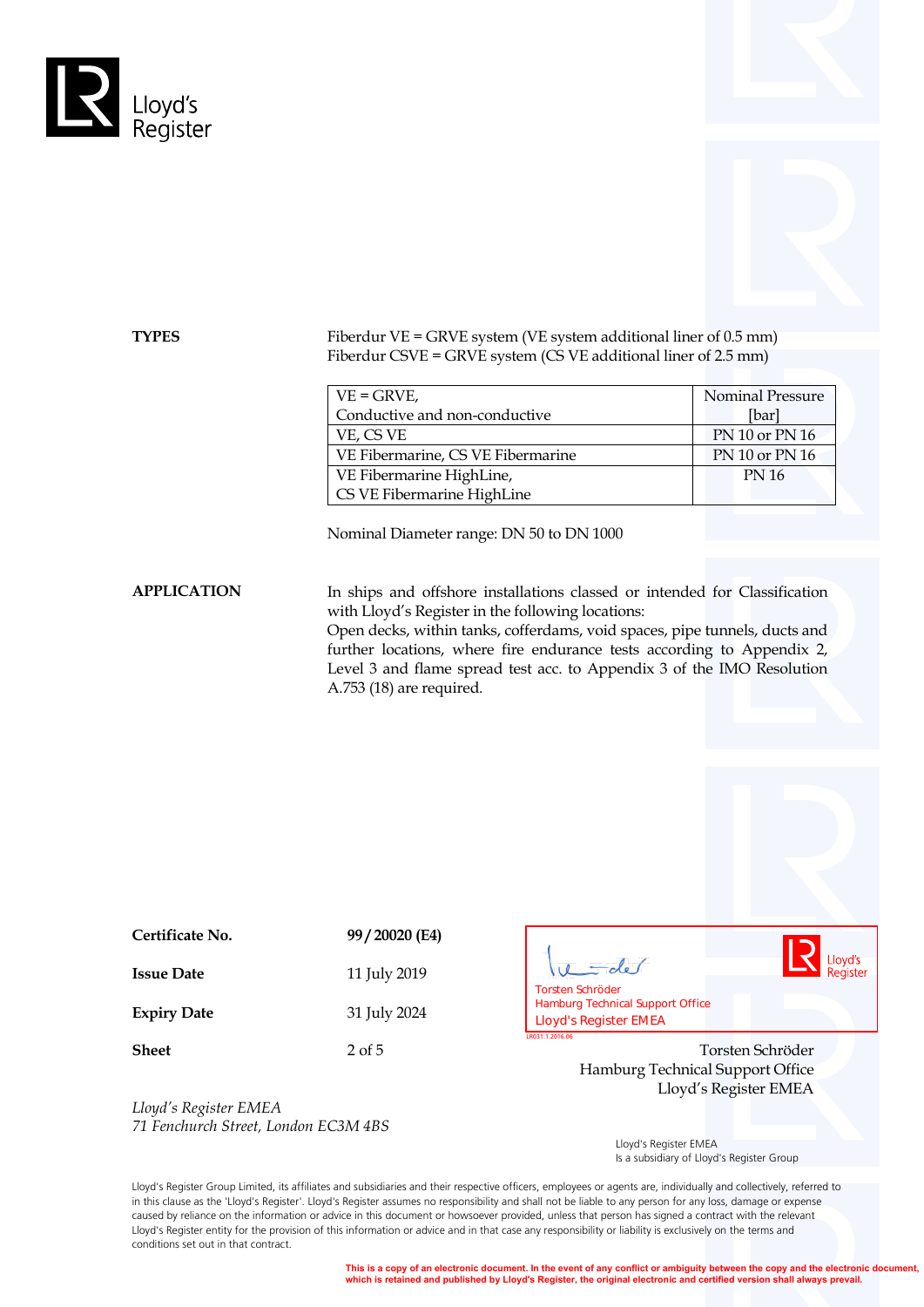**TYPES**

Fiberdur VE = GRVE system (VE system additional liner of 0.5 mm)
Fiberdur CSVE = GRVE system (CS VE additional liner of 2.5 mm)

| VE = GRVE, Conductive and non-conductive | Nominal Pressure [bar] |
|---|---|
| VE, CS VE | PN 10 or PN 16 |
| VE Fibermarine, CS VE Fibermarine | PN 10 or PN 16 |
| VE Fibermarine HighLine, CS VE Fibermarine HighLine | PN 16 |

Nominal Diameter range: DN 50 to DN 1000

**APPLICATION**

In ships and offshore installations classed or intended for Classification with Lloyd's Register in the following locations:
Open decks, within tanks, cofferdams, void spaces, pipe tunnels, ducts and further locations, where fire endurance tests according to Appendix 2, Level 3 and flame spread test acc. to Appendix 3 of the IMO Resolution A.753 (18) are required.

| | |
|---|---|
| **Certificate No.** | **99 / 20020 (E4)** |
| **Issue Date** | 11 July 2019 |
| **Expiry Date** | 31 July 2024 |
| **Sheet** | 2 of 5 |

Torsten Schröder
Hamburg Technical Support Office
Lloyd's Register EMEA

LR031.1.2016.06

Torsten Schröder
Hamburg Technical Support Office
Lloyd's Register EMEA

*Lloyd's Register EMEA*
*71 Fenchurch Street, London EC3M 4BS*

Lloyd's Register EMEA
Is a subsidiary of Lloyd's Register Group

Lloyd's Register Group Limited, its affiliates and subsidiaries and their respective officers, employees or agents are, individually and collectively, referred to in this clause as the 'Lloyd's Register'. Lloyd's Register assumes no responsibility and shall not be liable to any person for any loss, damage or expense caused by reliance on the information or advice in this document or howsoever provided, unless that person has signed a contract with the relevant Lloyd's Register entity for the provision of this information or advice and in that case any responsibility or liability is exclusively on the terms and conditions set out in that contract.

**This is a copy of an electronic document. In the event of any conflict or ambiguity between the copy and the electronic document, which is retained and published by Lloyd's Register, the original electronic and certified version shall always prevail.**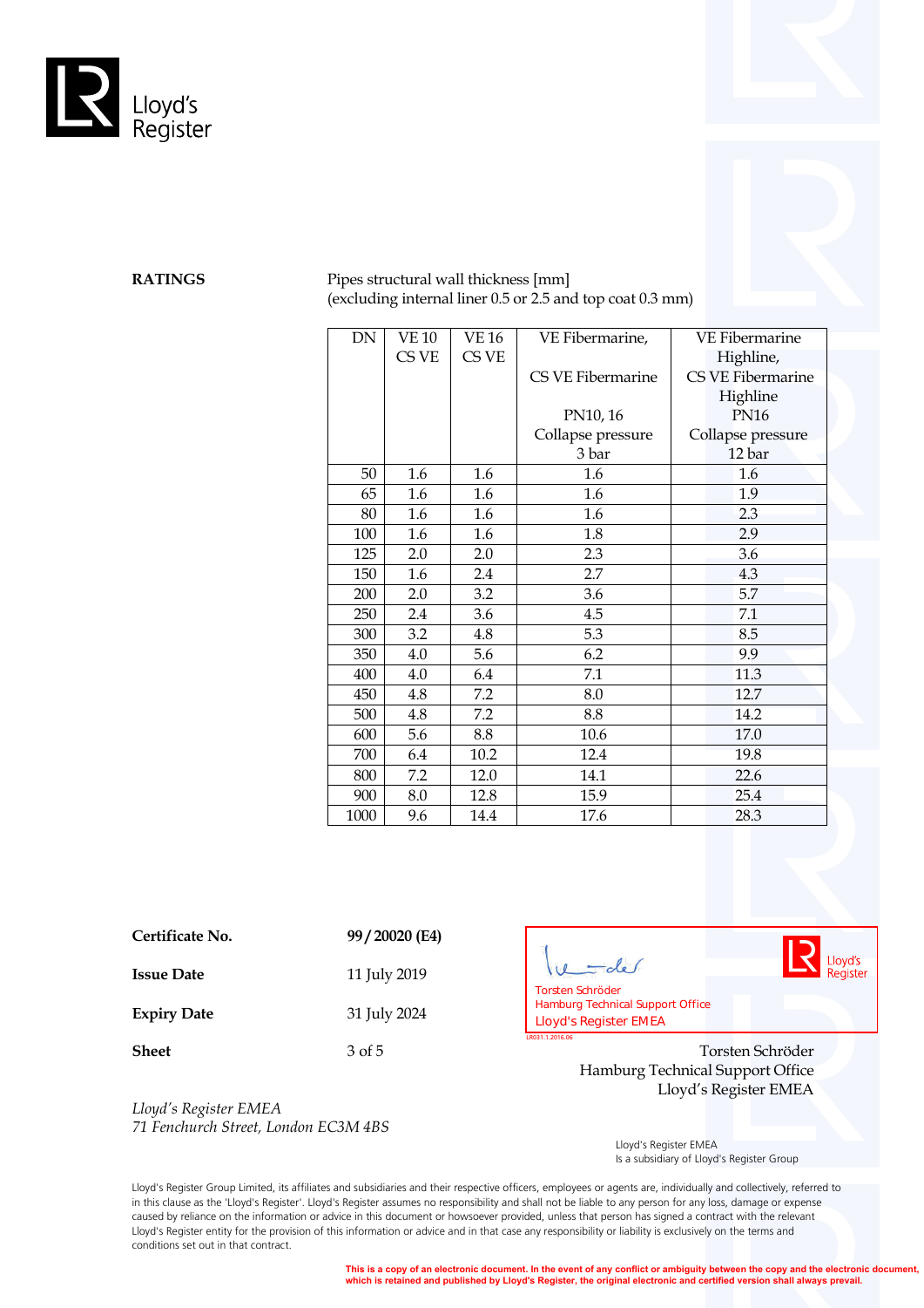Lloyd's Register

**RATINGS**

Pipes structural wall thickness [mm]
(excluding internal liner 0.5 or 2.5 and top coat 0.3 mm)

| DN | VE 10 CS VE | VE 16 CS VE | VE Fibermarine, CS VE Fibermarine PN10, 16 Collapse pressure 3 bar | VE Fibermarine Highline, CS VE Fibermarine Highline PN16 Collapse pressure 12 bar |
|---|---|---|---|---|
| 50 | 1.6 | 1.6 | 1.6 | 1.6 |
| 65 | 1.6 | 1.6 | 1.6 | 1.9 |
| 80 | 1.6 | 1.6 | 1.6 | 2.3 |
| 100 | 1.6 | 1.6 | 1.8 | 2.9 |
| 125 | 2.0 | 2.0 | 2.3 | 3.6 |
| 150 | 1.6 | 2.4 | 2.7 | 4.3 |
| 200 | 2.0 | 3.2 | 3.6 | 5.7 |
| 250 | 2.4 | 3.6 | 4.5 | 7.1 |
| 300 | 3.2 | 4.8 | 5.3 | 8.5 |
| 350 | 4.0 | 5.6 | 6.2 | 9.9 |
| 400 | 4.0 | 6.4 | 7.1 | 11.3 |
| 450 | 4.8 | 7.2 | 8.0 | 12.7 |
| 500 | 4.8 | 7.2 | 8.8 | 14.2 |
| 600 | 5.6 | 8.8 | 10.6 | 17.0 |
| 700 | 6.4 | 10.2 | 12.4 | 19.8 |
| 800 | 7.2 | 12.0 | 14.1 | 22.6 |
| 900 | 8.0 | 12.8 | 15.9 | 25.4 |
| 1000 | 9.6 | 14.4 | 17.6 | 28.3 |

**Certificate No.** **99 / 20020 (E4)**

**Issue Date** 11 July 2019

**Expiry Date** 31 July 2024

**Sheet** 3 of 5

Torsten Schröder
Hamburg Technical Support Office
Lloyd's Register EMEA

LR031.1.2016.06

Torsten Schröder
Hamburg Technical Support Office
Lloyd's Register EMEA

*Lloyd's Register EMEA*
*71 Fenchurch Street, London EC3M 4BS*

Lloyd's Register EMEA
Is a subsidiary of Lloyd's Register Group

Lloyd's Register Group Limited, its affiliates and subsidiaries and their respective officers, employees or agents are, individually and collectively, referred to in this clause as the 'Lloyd's Register'. Lloyd's Register assumes no responsibility and shall not be liable to any person for any loss, damage or expense caused by reliance on the information or advice in this document or howsoever provided, unless that person has signed a contract with the relevant Lloyd's Register entity for the provision of this information or advice and in that case any responsibility or liability is exclusively on the terms and conditions set out in that contract.

**This is a copy of an electronic document. In the event of any conflict or ambiguity between the copy and the electronic document, which is retained and published by Lloyd's Register, the original electronic and certified version shall always prevail.**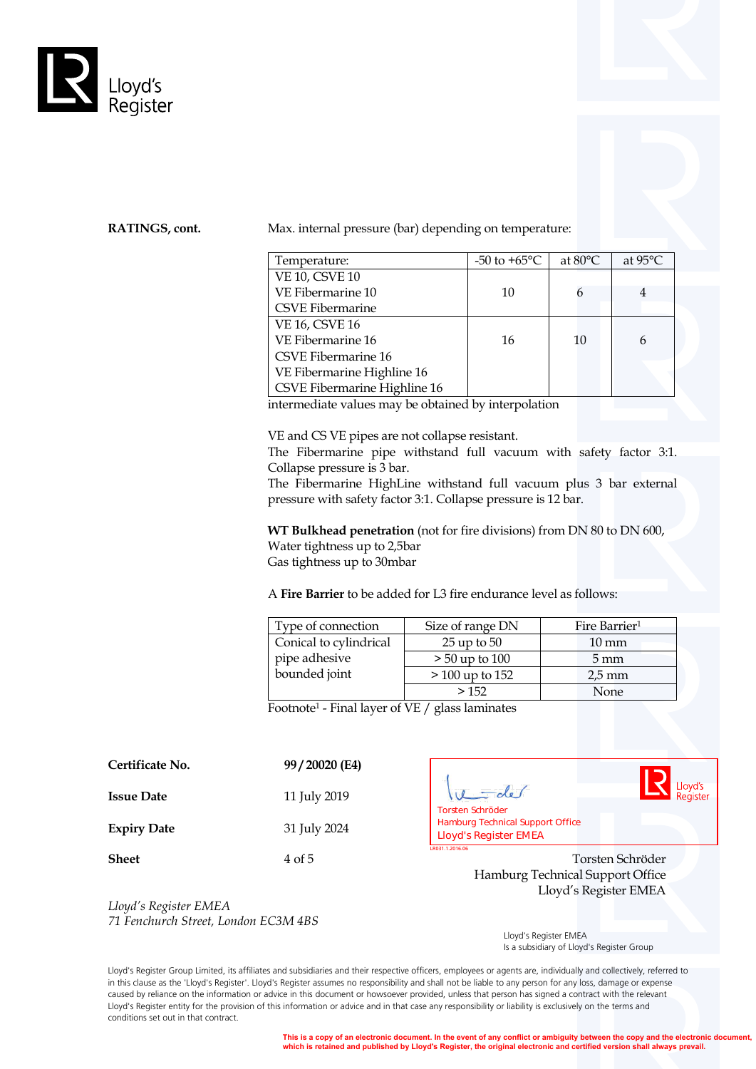**RATINGS, cont.**

Max. internal pressure (bar) depending on temperature:

| Temperature: | -50 to +65°C | at 80°C | at 95°C |
|---|---|---|---|
| VE 10, CSVE 10<br>VE Fibermarine 10<br>CSVE Fibermarine | 10 | 6 | 4 |
| VE 16, CSVE 16<br>VE Fibermarine 16<br>CSVE Fibermarine 16<br>VE Fibermarine Highline 16<br>CSVE Fibermarine Highline 16 | 16 | 10 | 6 |

intermediate values may be obtained by interpolation

VE and CS VE pipes are not collapse resistant.
The Fibermarine pipe withstand full vacuum with safety factor 3:1. Collapse pressure is 3 bar.
The Fibermarine HighLine withstand full vacuum plus 3 bar external pressure with safety factor 3:1. Collapse pressure is 12 bar.

**WT Bulkhead penetration** (not for fire divisions) from DN 80 to DN 600,
Water tightness up to 2,5bar
Gas tightness up to 30mbar

A **Fire Barrier** to be added for L3 fire endurance level as follows:

| Type of connection | Size of range DN | Fire Barrier[1] |
|---|---|---|
| Conical to cylindrical pipe adhesive bounded joint | 25 up to 50 | 10 mm |
| | > 50 up to 100 | 5 mm |
| | > 100 up to 152 | 2,5 mm |
| | > 152 | None |

Footnote[1] - Final layer of VE / glass laminates

**Certificate No.** 99 / 20020 (E4)

**Issue Date** 11 July 2019

**Expiry Date** 31 July 2024

**Sheet** 4 of 5

Torsten Schröder
Hamburg Technical Support Office
Lloyd's Register EMEA

Torsten Schröder
Hamburg Technical Support Office
Lloyd's Register EMEA

*Lloyd's Register EMEA*
*71 Fenchurch Street, London EC3M 4BS*

Lloyd's Register EMEA
Is a subsidiary of Lloyd's Register Group

Lloyd's Register Group Limited, its affiliates and subsidiaries and their respective officers, employees or agents are, individually and collectively, referred to in this clause as the 'Lloyd's Register'. Lloyd's Register assumes no responsibility and shall not be liable to any person for any loss, damage or expense caused by reliance on the information or advice in this document or howsoever provided, unless that person has signed a contract with the relevant Lloyd's Register entity for the provision of this information or advice and in that case any responsibility or liability is exclusively on the terms and conditions set out in that contract.

**This is a copy of an electronic document. In the event of any conflict or ambiguity between the copy and the electronic document, which is retained and published by Lloyd's Register, the original electronic and certified version shall always prevail.**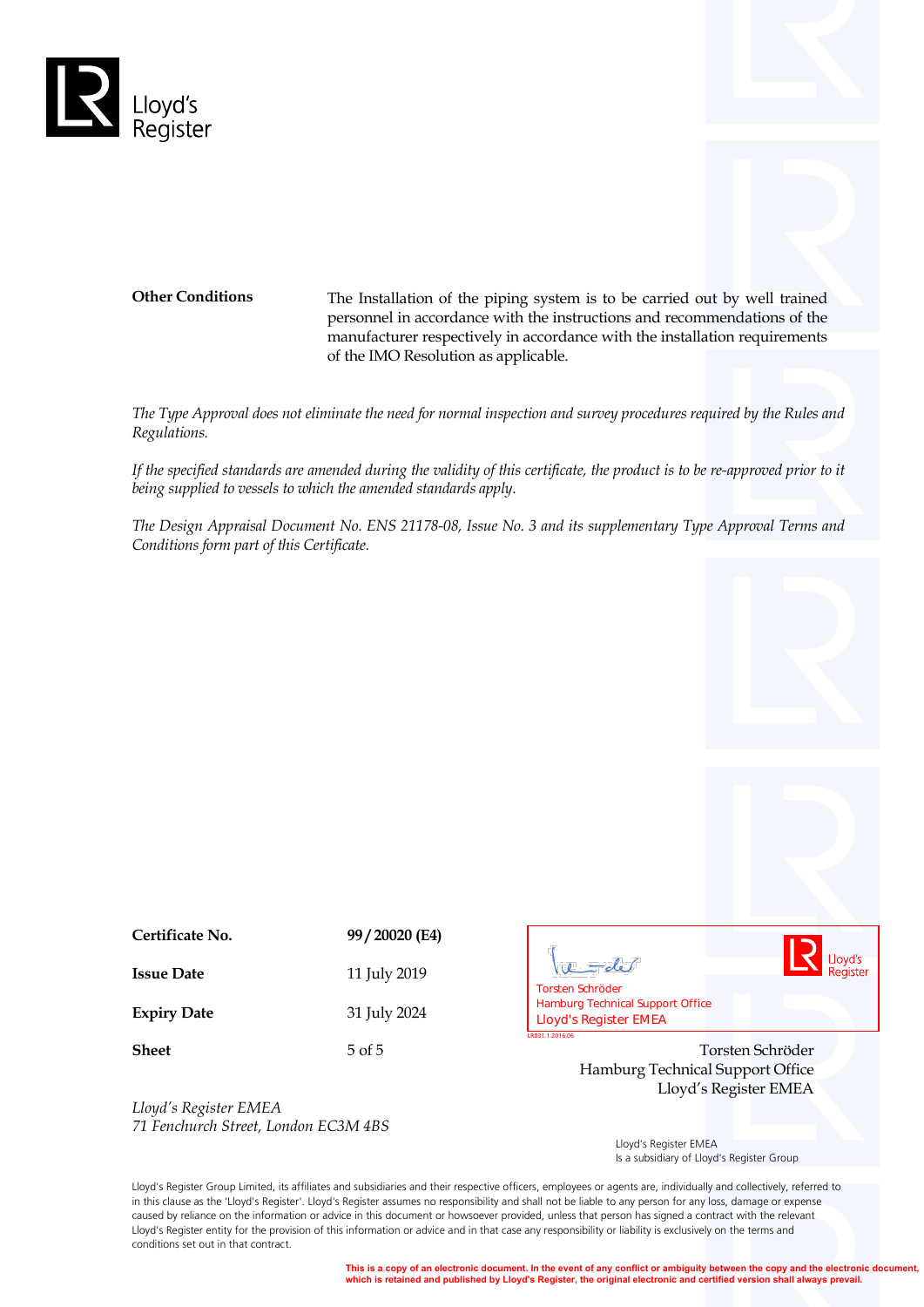Lloyd's Register

| | |
|---|---|
| **Other Conditions** | The Installation of the piping system is to be carried out by well trained personnel in accordance with the instructions and recommendations of the manufacturer respectively in accordance with the installation requirements of the IMO Resolution as applicable. |

*The Type Approval does not eliminate the need for normal inspection and survey procedures required by the Rules and Regulations.*

*If the specified standards are amended during the validity of this certificate, the product is to be re-approved prior to it being supplied to vessels to which the amended standards apply.*

*The Design Appraisal Document No. ENS 21178-08, Issue No. 3 and its supplementary Type Approval Terms and Conditions form part of this Certificate.*

| | |
|---|---|
| **Certificate No.** | **99 / 20020 (E4)** |
| **Issue Date** | 11 July 2019 |
| **Expiry Date** | 31 July 2024 |
| **Sheet** | 5 of 5 |

Torsten Schröder
Hamburg Technical Support Office
Lloyd's Register EMEA

LR031.1.2016.06

Torsten Schröder
Hamburg Technical Support Office
Lloyd's Register EMEA

*Lloyd's Register EMEA*
*71 Fenchurch Street, London EC3M 4BS*

Lloyd's Register EMEA
Is a subsidiary of Lloyd's Register Group

Lloyd's Register Group Limited, its affiliates and subsidiaries and their respective officers, employees or agents are, individually and collectively, referred to in this clause as the 'Lloyd's Register'. Lloyd's Register assumes no responsibility and shall not be liable to any person for any loss, damage or expense caused by reliance on the information or advice in this document or howsoever provided, unless that person has signed a contract with the relevant Lloyd's Register entity for the provision of this information or advice and in that case any responsibility or liability is exclusively on the terms and conditions set out in that contract.

**This is a copy of an electronic document. In the event of any conflict or ambiguity between the copy and the electronic document, which is retained and published by Lloyd's Register, the original electronic and certified version shall always prevail.**